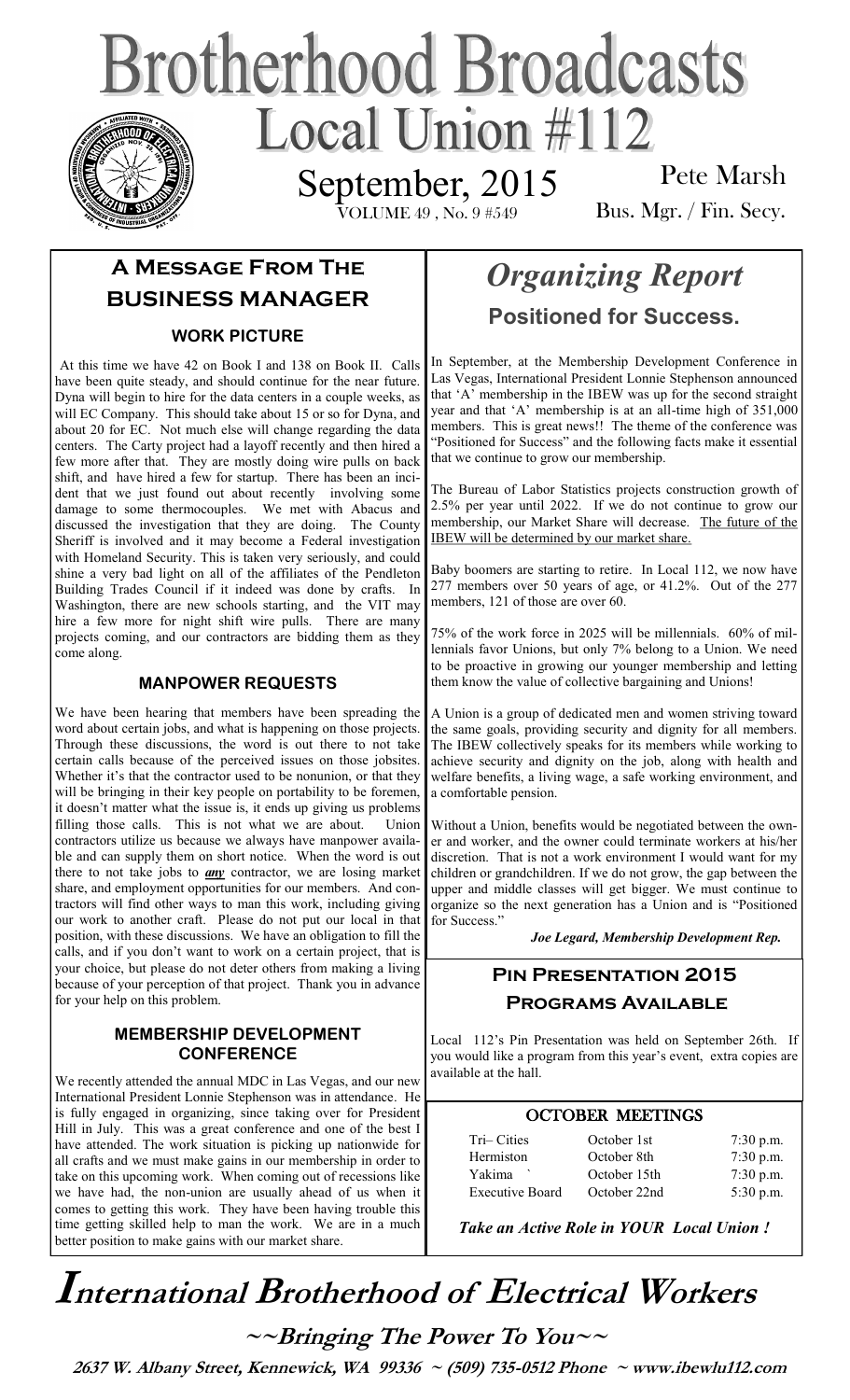# Brotherhood Broadcasts

## Local Union #112

September, 2015

VOLUME 49 , No. 9 #549

Pete Marsh
Bus. Mgr. / Fin. Secy.

## A Message From The BUSINESS MANAGER

### WORK PICTURE

At this time we have 42 on Book I and 138 on Book II. Calls have been quite steady, and should continue for the near future. Dyna will begin to hire for the data centers in a couple weeks, as will EC Company. This should take about 15 or so for Dyna, and about 20 for EC. Not much else will change regarding the data centers. The Carty project had a layoff recently and then hired a few more after that. They are mostly doing wire pulls on back shift, and have hired a few for startup. There has been an incident that we just found out about recently involving some damage to some thermocouples. We met with Abacus and discussed the investigation that they are doing. The County Sheriff is involved and it may become a Federal investigation with Homeland Security. This is taken very seriously, and could shine a very bad light on all of the affiliates of the Pendleton Building Trades Council if it indeed was done by crafts. In Washington, there are new schools starting, and the VIT may hire a few more for night shift wire pulls. There are many projects coming, and our contractors are bidding them as they come along.

### MANPOWER REQUESTS

We have been hearing that members have been spreading the word about certain jobs, and what is happening on those projects. Through these discussions, the word is out there to not take certain calls because of the perceived issues on those jobsites. Whether it's that the contractor used to be nonunion, or that they will be bringing in their key people on portability to be foremen, it doesn't matter what the issue is, it ends up giving us problems filling those calls. This is not what we are about. Union contractors utilize us because we always have manpower available and can supply them on short notice. When the word is out there to not take jobs to ***any*** contractor, we are losing market share, and employment opportunities for our members. And contractors will find other ways to man this work, including giving our work to another craft. Please do not put our local in that position, with these discussions. We have an obligation to fill the calls, and if you don't want to work on a certain project, that is your choice, but please do not deter others from making a living because of your perception of that project. Thank you in advance for your help on this problem.

### MEMBERSHIP DEVELOPMENT CONFERENCE

We recently attended the annual MDC in Las Vegas, and our new International President Lonnie Stephenson was in attendance. He is fully engaged in organizing, since taking over for President Hill in July. This was a great conference and one of the best I have attended. The work situation is picking up nationwide for all crafts and we must make gains in our membership in order to take on this upcoming work. When coming out of recessions like we have had, the non-union are usually ahead of us when it comes to getting this work. They have been having trouble this time getting skilled help to man the work. We are in a much better position to make gains with our market share.

## *Organizing Report*

### Positioned for Success.

In September, at the Membership Development Conference in Las Vegas, International President Lonnie Stephenson announced that 'A' membership in the IBEW was up for the second straight year and that 'A' membership is at an all-time high of 351,000 members. This is great news!! The theme of the conference was "Positioned for Success" and the following facts make it essential that we continue to grow our membership.

The Bureau of Labor Statistics projects construction growth of 2.5% per year until 2022. If we do not continue to grow our membership, our Market Share will decrease. <u>The future of the IBEW will be determined by our market share.</u>

Baby boomers are starting to retire. In Local 112, we now have 277 members over 50 years of age, or 41.2%. Out of the 277 members, 121 of those are over 60.

75% of the work force in 2025 will be millennials. 60% of millennials favor Unions, but only 7% belong to a Union. We need to be proactive in growing our younger membership and letting them know the value of collective bargaining and Unions!

A Union is a group of dedicated men and women striving toward the same goals, providing security and dignity for all members. The IBEW collectively speaks for its members while working to achieve security and dignity on the job, along with health and welfare benefits, a living wage, a safe working environment, and a comfortable pension.

Without a Union, benefits would be negotiated between the owner and worker, and the owner could terminate workers at his/her discretion. That is not a work environment I would want for my children or grandchildren. If we do not grow, the gap between the upper and middle classes will get bigger. We must continue to organize so the next generation has a Union and is "Positioned for Success."

***Joe Legard, Membership Development Rep.***

## Pin Presentation 2015 Programs Available

Local 112's Pin Presentation was held on September 26th. If you would like a program from this year's event, extra copies are available at the hall.

### OCTOBER MEETINGS

| | | |
|---|---|---|
| Tri– Cities | October 1st | 7:30 p.m. |
| Hermiston | October 8th | 7:30 p.m. |
| Yakima | October 15th | 7:30 p.m. |
| Executive Board | October 22nd | 5:30 p.m. |

***Take an Active Role in YOUR Local Union !***

# International Brotherhood of Electrical Workers

**~~Bringing The Power To You~~**

**2637 W. Albany Street, Kennewick, WA 99336 ~ (509) 735-0512 Phone ~ www.ibewlu112.com**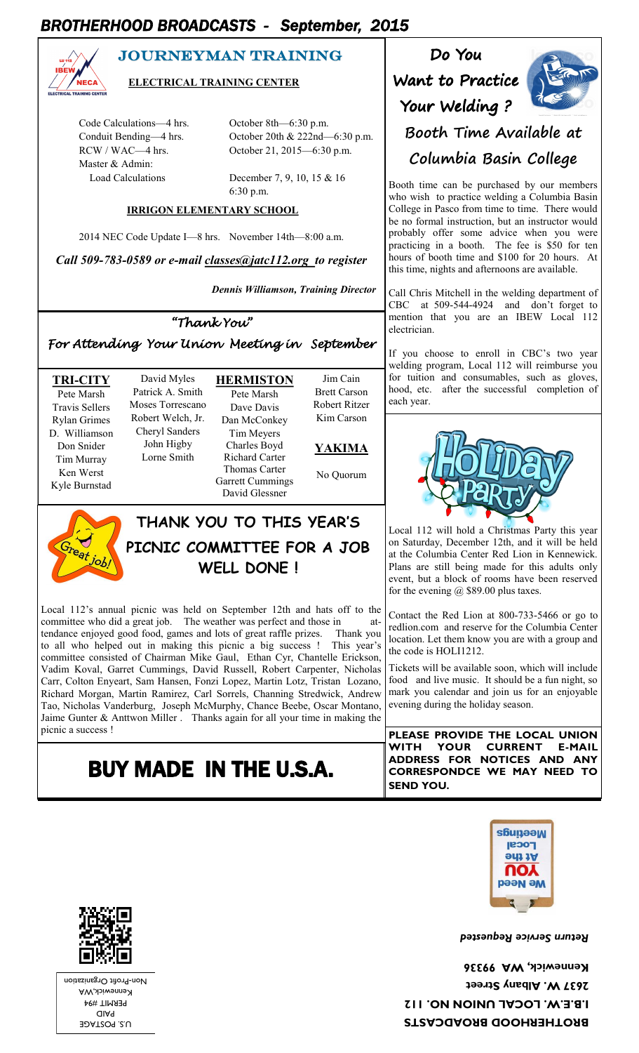# BROTHERHOOD BROADCASTS - September, 2015

## JOURNEYMAN TRAINING

**ELECTRICAL TRAINING CENTER**

| | |
|---|---|
| Code Calculations—4 hrs. | October 8th—6:30 p.m. |
| Conduit Bending—4 hrs. | October 20th & 222nd—6:30 p.m. |
| RCW / WAC—4 hrs. | October 21, 2015—6:30 p.m. |
| Master & Admin: Load Calculations | December 7, 9, 10, 15 & 16 6:30 p.m. |

**IRRIGON ELEMENTARY SCHOOL**

2014 NEC Code Update I—8 hrs. November 14th—8:00 a.m.

*Call 509-783-0589 or e-mail classes@jatc112.org to register*

***Dennis Williamson, Training Director***

## "Thank You"

## For Attending Your Union Meeting in September

**TRI-CITY**
Pete Marsh
Travis Sellers
Rylan Grimes
D. Williamson
Don Snider
Tim Murray
Ken Werst
Kyle Burnstad
David Myles
Patrick A. Smith
Moses Torrescano
Robert Welch, Jr.
Cheryl Sanders
John Higby
Lorne Smith

**HERMISTON**
Pete Marsh
Dave Davis
Dan McConkey
Tim Meyers
Charles Boyd
Richard Carter
Thomas Carter
Garrett Cummings
David Glessner
Jim Cain
Brett Carson
Robert Ritzer
Kim Carson

**YAKIMA**
No Quorum

## THANK YOU TO THIS YEAR'S PICNIC COMMITTEE FOR A JOB WELL DONE !

Great job!

Local 112's annual picnic was held on September 12th and hats off to the committee who did a great job. The weather was perfect and those in attendance enjoyed good food, games and lots of great raffle prizes. Thank you to all who helped out in making this picnic a big success ! This year's committee consisted of Chairman Mike Gaul, Ethan Cyr, Chantelle Erickson, Vadim Koval, Garret Cummings, David Russell, Robert Carpenter, Nicholas Carr, Colton Enyeart, Sam Hansen, Fonzi Lopez, Martin Lotz, Tristan Lozano, Richard Morgan, Martin Ramirez, Carl Sorrels, Channing Stredwick, Andrew Tao, Nicholas Vanderburg, Joseph McMurphy, Chance Beebe, Oscar Montano, Jaime Gunter & Anttwon Miller . Thanks again for all your time in making the picnic a success !

# BUY MADE IN THE U.S.A.

## Do You Want to Practice Your Welding ?

## Booth Time Available at Columbia Basin College

Booth time can be purchased by our members who wish to practice welding a Columbia Basin College in Pasco from time to time. There would be no formal instruction, but an instructor would probably offer some advice when you were practicing in a booth. The fee is $50 for ten hours of booth time and $100 for 20 hours. At this time, nights and afternoons are available.

Call Chris Mitchell in the welding department of CBC at 509-544-4924 and don't forget to mention that you are an IBEW Local 112 electrician.

If you choose to enroll in CBC's two year welding program, Local 112 will reimburse you for tuition and consumables, such as gloves, hood, etc. after the successful completion of each year.

## Holiday Party

Local 112 will hold a Christmas Party this year on Saturday, December 12th, and it will be held at the Columbia Center Red Lion in Kennewick. Plans are still being made for this adults only event, but a block of rooms have been reserved for the evening @ $89.00 plus taxes.

Contact the Red Lion at 800-733-5466 or go to redlion.com and reserve for the Columbia Center location. Let them know you are with a group and the code is HOLI1212.

Tickets will be available soon, which will include food and live music. It should be a fun night, so mark you calendar and join us for an enjoyable evening during the holiday season.

**PLEASE PROVIDE THE LOCAL UNION WITH YOUR CURRENT E-MAIL ADDRESS FOR NOTICES AND ANY CORRESPONDCE WE MAY NEED TO SEND YOU.**

We Need YOU At the Local Meetings

**BROTHERHOOD BROADCASTS**
**I.B.E.W. LOCAL UNION NO. 112**
**2637 W. Albany Street**
**Kennewick, WA 99336**

***Return Service Requested***

U.S. POSTAGE
PAID
PERMIT #94
Kennewick,WA
Non-Profit Organization